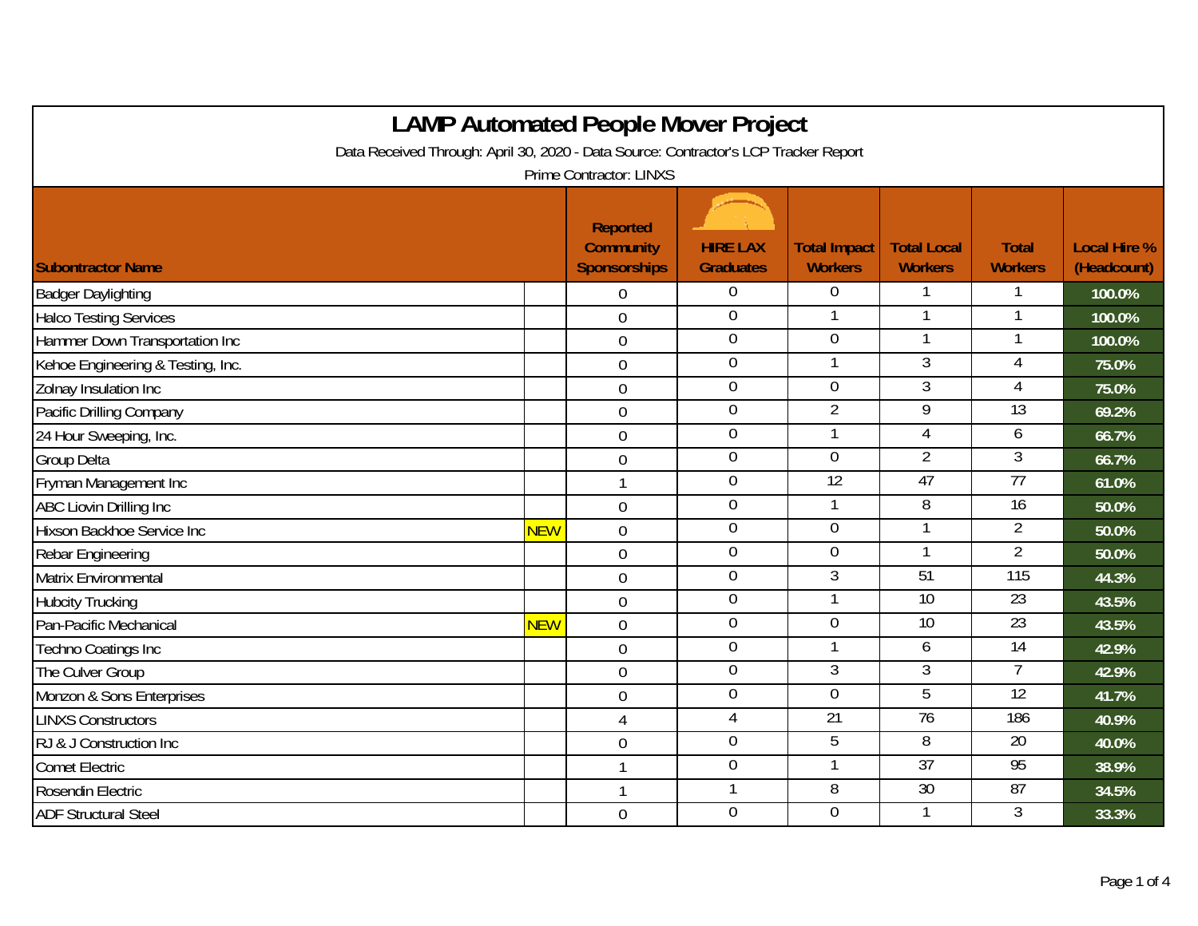# LAMP Automated People Mover Project

Data Received Through: April 30, 2020 - Data Source: Contractor's LCP Tracker Report

Prime Contractor: LINXS

| Subontractor Name | | Reported Community Sponsorships | HIRE LAX Graduates | Total Impact Workers | Total Local Workers | Total Workers | Local Hire % (Headcount) |
|---|---|---|---|---|---|---|---|
| Badger Daylighting | | 0 | 0 | 0 | 1 | 1 | 100.0% |
| Halco Testing Services | | 0 | 0 | 1 | 1 | 1 | 100.0% |
| Hammer Down Transportation Inc | | 0 | 0 | 0 | 1 | 1 | 100.0% |
| Kehoe Engineering & Testing, Inc. | | 0 | 0 | 1 | 3 | 4 | 75.0% |
| Zolnay Insulation Inc | | 0 | 0 | 0 | 3 | 4 | 75.0% |
| Pacific Drilling Company | | 0 | 0 | 2 | 9 | 13 | 69.2% |
| 24 Hour Sweeping, Inc. | | 0 | 0 | 1 | 4 | 6 | 66.7% |
| Group Delta | | 0 | 0 | 0 | 2 | 3 | 66.7% |
| Fryman Management Inc | | 1 | 0 | 12 | 47 | 77 | 61.0% |
| ABC Liovin Drilling Inc | | 0 | 0 | 1 | 8 | 16 | 50.0% |
| Hixson Backhoe Service Inc | NEW | 0 | 0 | 0 | 1 | 2 | 50.0% |
| Rebar Engineering | | 0 | 0 | 0 | 1 | 2 | 50.0% |
| Matrix Environmental | | 0 | 0 | 3 | 51 | 115 | 44.3% |
| Hubcity Trucking | | 0 | 0 | 1 | 10 | 23 | 43.5% |
| Pan-Pacific Mechanical | NEW | 0 | 0 | 0 | 10 | 23 | 43.5% |
| Techno Coatings Inc | | 0 | 0 | 1 | 6 | 14 | 42.9% |
| The Culver Group | | 0 | 0 | 3 | 3 | 7 | 42.9% |
| Monzon & Sons Enterprises | | 0 | 0 | 0 | 5 | 12 | 41.7% |
| LINXS Constructors | | 4 | 4 | 21 | 76 | 186 | 40.9% |
| RJ & J Construction Inc | | 0 | 0 | 5 | 8 | 20 | 40.0% |
| Comet Electric | | 1 | 0 | 1 | 37 | 95 | 38.9% |
| Rosendin Electric | | 1 | 1 | 8 | 30 | 87 | 34.5% |
| ADF Structural Steel | | 0 | 0 | 0 | 1 | 3 | 33.3% |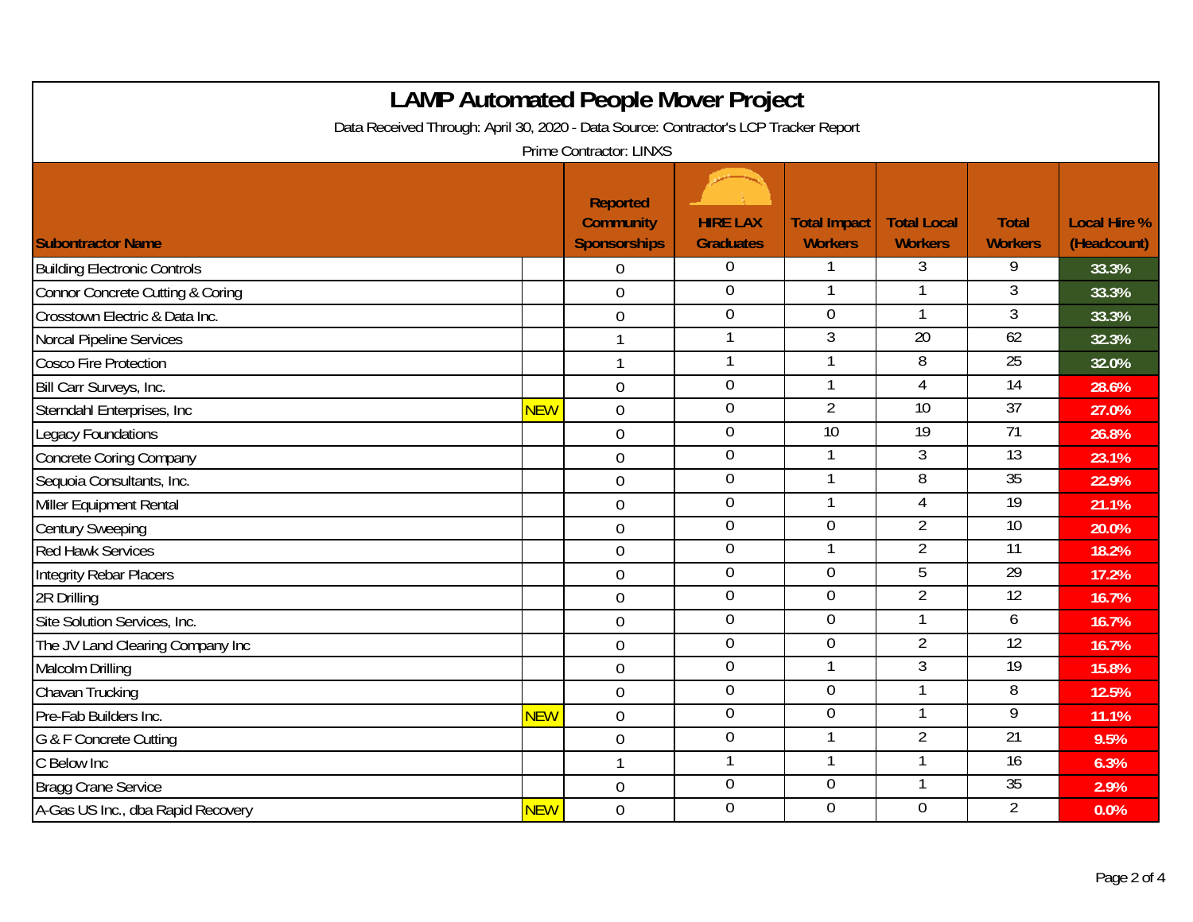# LAMP Automated People Mover Project

Data Received Through: April 30, 2020 - Data Source: Contractor's LCP Tracker Report

Prime Contractor: LINXS

| Subontractor Name | | Reported Community Sponsorships | HIRE LAX Graduates | Total Impact Workers | Total Local Workers | Total Workers | Local Hire % (Headcount) |
|---|---|---|---|---|---|---|---|
| Building Electronic Controls | | 0 | 0 | 1 | 3 | 9 | 33.3% |
| Connor Concrete Cutting & Coring | | 0 | 0 | 1 | 1 | 3 | 33.3% |
| Crosstown Electric & Data Inc. | | 0 | 0 | 0 | 1 | 3 | 33.3% |
| Norcal Pipeline Services | | 1 | 1 | 3 | 20 | 62 | 32.3% |
| Cosco Fire Protection | | 1 | 1 | 1 | 8 | 25 | 32.0% |
| Bill Carr Surveys, Inc. | | 0 | 0 | 1 | 4 | 14 | 28.6% |
| Sterndahl Enterprises, Inc | NEW | 0 | 0 | 2 | 10 | 37 | 27.0% |
| Legacy Foundations | | 0 | 0 | 10 | 19 | 71 | 26.8% |
| Concrete Coring Company | | 0 | 0 | 1 | 3 | 13 | 23.1% |
| Sequoia Consultants, Inc. | | 0 | 0 | 1 | 8 | 35 | 22.9% |
| Miller Equipment Rental | | 0 | 0 | 1 | 4 | 19 | 21.1% |
| Century Sweeping | | 0 | 0 | 0 | 2 | 10 | 20.0% |
| Red Hawk Services | | 0 | 0 | 1 | 2 | 11 | 18.2% |
| Integrity Rebar Placers | | 0 | 0 | 0 | 5 | 29 | 17.2% |
| 2R Drilling | | 0 | 0 | 0 | 2 | 12 | 16.7% |
| Site Solution Services, Inc. | | 0 | 0 | 0 | 1 | 6 | 16.7% |
| The JV Land Clearing Company Inc | | 0 | 0 | 0 | 2 | 12 | 16.7% |
| Malcolm Drilling | | 0 | 0 | 1 | 3 | 19 | 15.8% |
| Chavan Trucking | | 0 | 0 | 0 | 1 | 8 | 12.5% |
| Pre-Fab Builders Inc. | NEW | 0 | 0 | 0 | 1 | 9 | 11.1% |
| G & F Concrete Cutting | | 0 | 0 | 1 | 2 | 21 | 9.5% |
| C Below Inc | | 1 | 1 | 1 | 1 | 16 | 6.3% |
| Bragg Crane Service | | 0 | 0 | 0 | 1 | 35 | 2.9% |
| A-Gas US Inc., dba Rapid Recovery | NEW | 0 | 0 | 0 | 0 | 2 | 0.0% |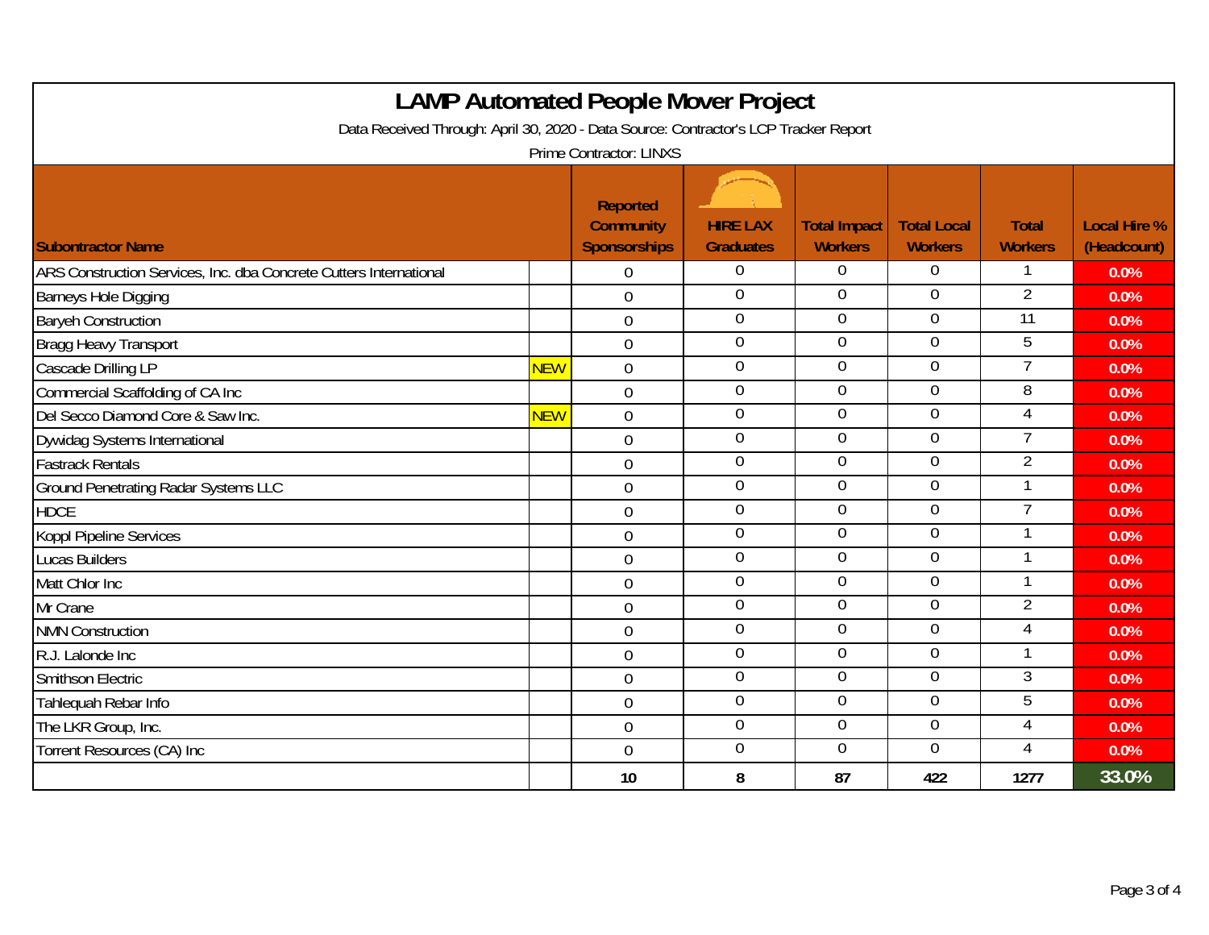# LAMP Automated People Mover Project

Data Received Through: April 30, 2020 - Data Source: Contractor's LCP Tracker Report

Prime Contractor: LINXS

| Subontractor Name | | Reported Community Sponsorships | HIRE LAX Graduates | Total Impact Workers | Total Local Workers | Total Workers | Local Hire % (Headcount) |
|---|---|---|---|---|---|---|---|
| ARS Construction Services, Inc. dba Concrete Cutters International | | 0 | 0 | 0 | 0 | 1 | 0.0% |
| Barneys Hole Digging | | 0 | 0 | 0 | 0 | 2 | 0.0% |
| Baryeh Construction | | 0 | 0 | 0 | 0 | 11 | 0.0% |
| Bragg Heavy Transport | | 0 | 0 | 0 | 0 | 5 | 0.0% |
| Cascade Drilling LP | NEW | 0 | 0 | 0 | 0 | 7 | 0.0% |
| Commercial Scaffolding of CA Inc | | 0 | 0 | 0 | 0 | 8 | 0.0% |
| Del Secco Diamond Core & Saw Inc. | NEW | 0 | 0 | 0 | 0 | 4 | 0.0% |
| Dywidag Systems International | | 0 | 0 | 0 | 0 | 7 | 0.0% |
| Fastrack Rentals | | 0 | 0 | 0 | 0 | 2 | 0.0% |
| Ground Penetrating Radar Systems LLC | | 0 | 0 | 0 | 0 | 1 | 0.0% |
| HDCE | | 0 | 0 | 0 | 0 | 7 | 0.0% |
| Koppl Pipeline Services | | 0 | 0 | 0 | 0 | 1 | 0.0% |
| Lucas Builders | | 0 | 0 | 0 | 0 | 1 | 0.0% |
| Matt Chlor Inc | | 0 | 0 | 0 | 0 | 1 | 0.0% |
| Mr Crane | | 0 | 0 | 0 | 0 | 2 | 0.0% |
| NMN Construction | | 0 | 0 | 0 | 0 | 4 | 0.0% |
| R.J. Lalonde Inc | | 0 | 0 | 0 | 0 | 1 | 0.0% |
| Smithson Electric | | 0 | 0 | 0 | 0 | 3 | 0.0% |
| Tahlequah Rebar Info | | 0 | 0 | 0 | 0 | 5 | 0.0% |
| The LKR Group, Inc. | | 0 | 0 | 0 | 0 | 4 | 0.0% |
| Torrent Resources (CA) Inc | | 0 | 0 | 0 | 0 | 4 | 0.0% |
| | | **10** | **8** | **87** | **422** | **1277** | **33.0%** |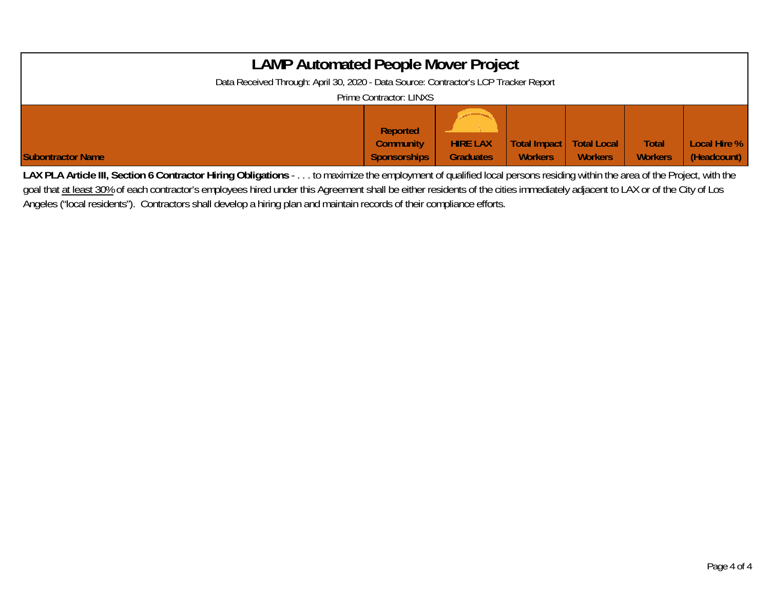# LAMP Automated People Mover Project

Data Received Through: April 30, 2020 - Data Source: Contractor's LCP Tracker Report

Prime Contractor: LINXS

| Subontractor Name | Reported Community Sponsorships | HIRE LAX Graduates | Total Impact Workers | Total Local Workers | Total Workers | Local Hire % (Headcount) |
|---|---|---|---|---|---|---|

**LAX PLA Article III, Section 6 Contractor Hiring Obligations** - . . . to maximize the employment of qualified local persons residing within the area of the Project, with the goal that at least 30% of each contractor's employees hired under this Agreement shall be either residents of the cities immediately adjacent to LAX or of the City of Los Angeles ("local residents"). Contractors shall develop a hiring plan and maintain records of their compliance efforts.